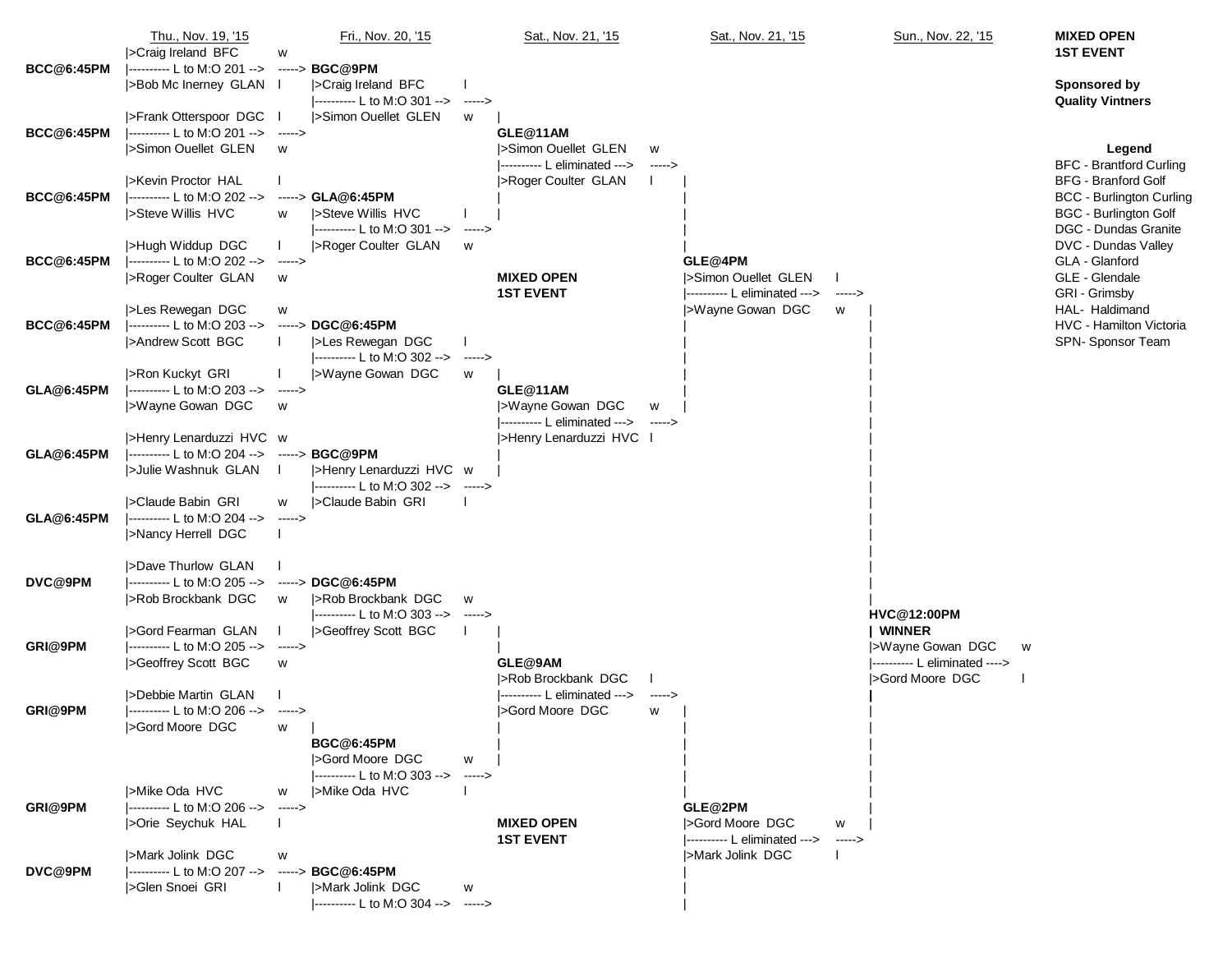**MIXED OPEN**
**1ST EVENT**

**Sponsored by**
**Quality Vintners**

### Thu., Nov. 19, '15

| Draw | Team | Result |
|---|---|---|
| **BCC@6:45PM** | Craig Ireland BFC | w |
| | Bob Mc Inerney GLAN | l |
| | L to M:O 201 | |
| **BCC@6:45PM** | Frank Otterspoor DGC | l |
| | Simon Ouellet GLEN | w |
| | L to M:O 201 | |
| **BCC@6:45PM** | Kevin Proctor HAL | l |
| | Steve Willis HVC | w |
| | L to M:O 202 | |
| **BCC@6:45PM** | Hugh Widdup DGC | l |
| | Roger Coulter GLAN | w |
| | L to M:O 202 | |
| **BCC@6:45PM** | Les Rewegan DGC | w |
| | Andrew Scott BGC | l |
| | L to M:O 203 | |
| **GLA@6:45PM** | Ron Kuckyt GRI | l |
| | Wayne Gowan DGC | w |
| | L to M:O 203 | |
| **GLA@6:45PM** | Henry Lenarduzzi HVC | w |
| | Julie Washnuk GLAN | l |
| | L to M:O 204 | |
| **GLA@6:45PM** | Claude Babin GRI | w |
| | Nancy Herrell DGC | l |
| | L to M:O 204 | |
| **DVC@9PM** | Dave Thurlow GLAN | l |
| | Rob Brockbank DGC | w |
| | L to M:O 205 | |
| **GRI@9PM** | Gord Fearman GLAN | l |
| | Geoffrey Scott BGC | w |
| | L to M:O 205 | |
| **GRI@9PM** | Debbie Martin GLAN | l |
| | Gord Moore DGC | w |
| | L to M:O 206 | |
| **GRI@9PM** | Mike Oda HVC | w |
| | Orie Seychuk HAL | l |
| | L to M:O 206 | |
| **DVC@9PM** | Mark Jolink DGC | w |
| | Glen Snoei GRI | l |
| | L to M:O 207 | |

### Fri., Nov. 20, '15

| Draw | Team | Result |
|---|---|---|
| **BGC@9PM** | Craig Ireland BFC | l |
| | Simon Ouellet GLEN | w |
| | L to M:O 301 | |
| **GLA@6:45PM** | Steve Willis HVC | l |
| | Roger Coulter GLAN | w |
| | L to M:O 301 | |
| **DGC@6:45PM** | Les Rewegan DGC | l |
| | Wayne Gowan DGC | w |
| | L to M:O 302 | |
| **BGC@9PM** | Henry Lenarduzzi HVC | w |
| | Claude Babin GRI | l |
| | L to M:O 302 | |
| **DGC@6:45PM** | Rob Brockbank DGC | w |
| | Geoffrey Scott BGC | l |
| | L to M:O 303 | |
| **BGC@6:45PM** | Gord Moore DGC | w |
| | Mike Oda HVC | l |
| | L to M:O 303 | |
| **BGC@6:45PM** | Mark Jolink DGC | w |
| | L to M:O 304 | |

### Sat., Nov. 21, '15

| Draw | Team | Result |
|---|---|---|
| **GLE@11AM** | Simon Ouellet GLEN | w |
| | Roger Coulter GLAN | l |
| | L eliminated | |
| **GLE@11AM** | Wayne Gowan DGC | w |
| | Henry Lenarduzzi HVC | l |
| | L eliminated | |
| **GLE@9AM** | Rob Brockbank DGC | l |
| | Gord Moore DGC | w |
| | L eliminated | |

**MIXED OPEN**
**1ST EVENT**

### Sat., Nov. 21, '15

| Draw | Team | Result |
|---|---|---|
| **GLE@4PM** | Simon Ouellet GLEN | l |
| | Wayne Gowan DGC | w |
| | L eliminated | |
| **GLE@2PM** | Gord Moore DGC | w |
| | Mark Jolink DGC | l |
| | L eliminated | |

### Sun., Nov. 22, '15

| Draw | Team | Result |
|---|---|---|
| **HVC@12:00PM** WINNER | Wayne Gowan DGC | w |
| | Gord Moore DGC | l |
| | L eliminated | |

**Legend**

- BFC - Brantford Curling
- BFG - Branford Golf
- BCC - Burlington Curling
- BGC - Burlington Golf
- DGC - Dundas Granite
- DVC - Dundas Valley
- GLA - Glanford
- GLE - Glendale
- GRI - Grimsby
- HAL- Haldimand
- HVC - Hamilton Victoria
- SPN- Sponsor Team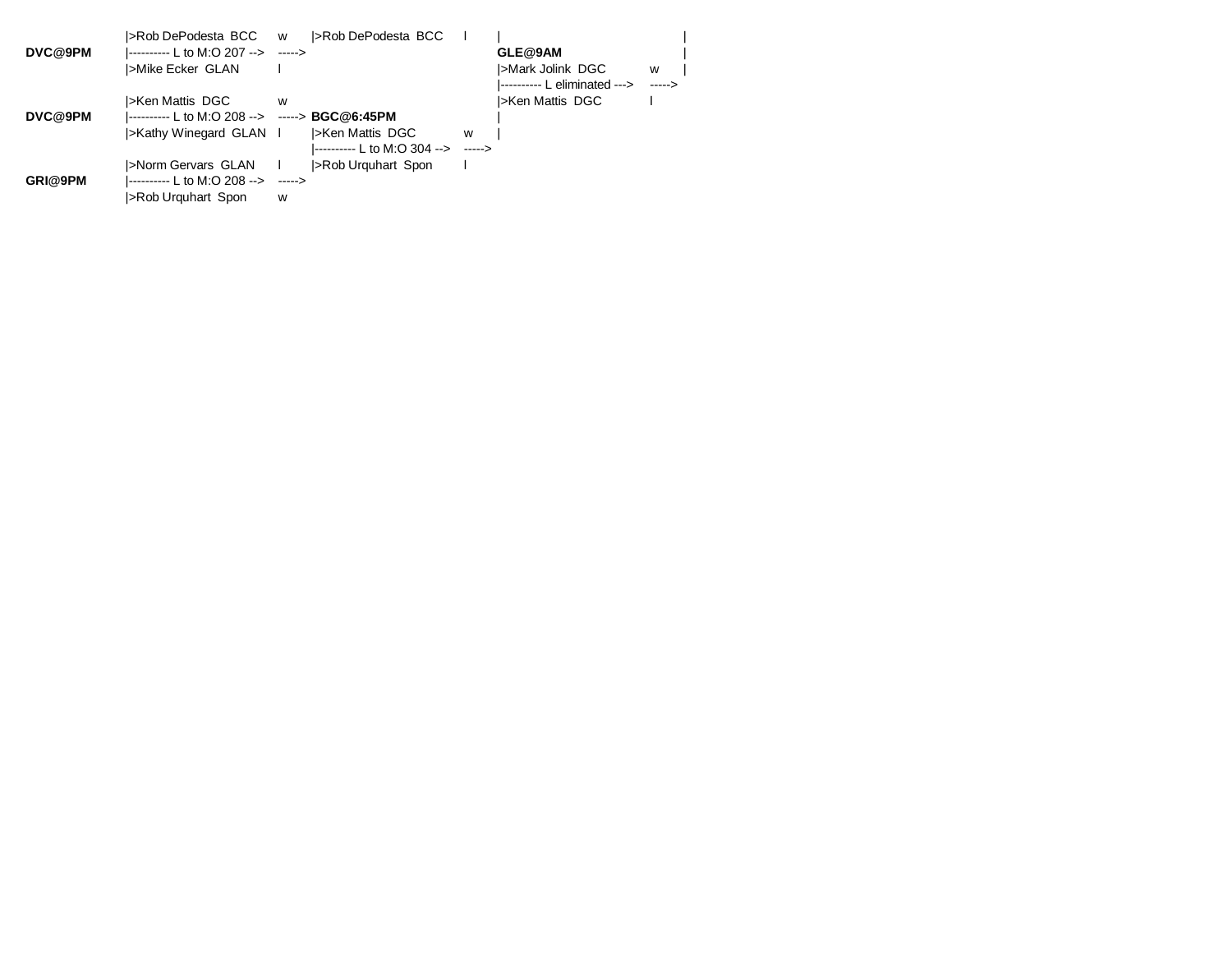| | | | | | | | |
|---|---|---|---|---|---|---|---|
| | \|>Rob DePodesta BCC | w | \|>Rob DePodesta BCC | l | \| | | \| |
| **DVC@9PM** | \|---------- L to M:O 207 --> | -----> | | | **GLE@9AM** | | \| |
| | \|>Mike Ecker GLAN | l | | | \|>Mark Jolink DGC | w | \| |
| | | | | | \|---------- L eliminated ---> | -----> | |
| | \|>Ken Mattis DGC | w | | | \|>Ken Mattis DGC | l | |
| **DVC@9PM** | \|---------- L to M:O 208 --> | -----> | **BGC@6:45PM** | | \| | | |
| | \|>Kathy Winegard GLAN | l | \|>Ken Mattis DGC | w | \| | | |
| | | | \|---------- L to M:O 304 --> | -----> | | | |
| | \|>Norm Gervars GLAN | l | \|>Rob Urquhart Spon | l | | | |
| **GRI@9PM** | \|---------- L to M:O 208 --> | -----> | | | | | |
| | \|>Rob Urquhart Spon | w | | | | | |